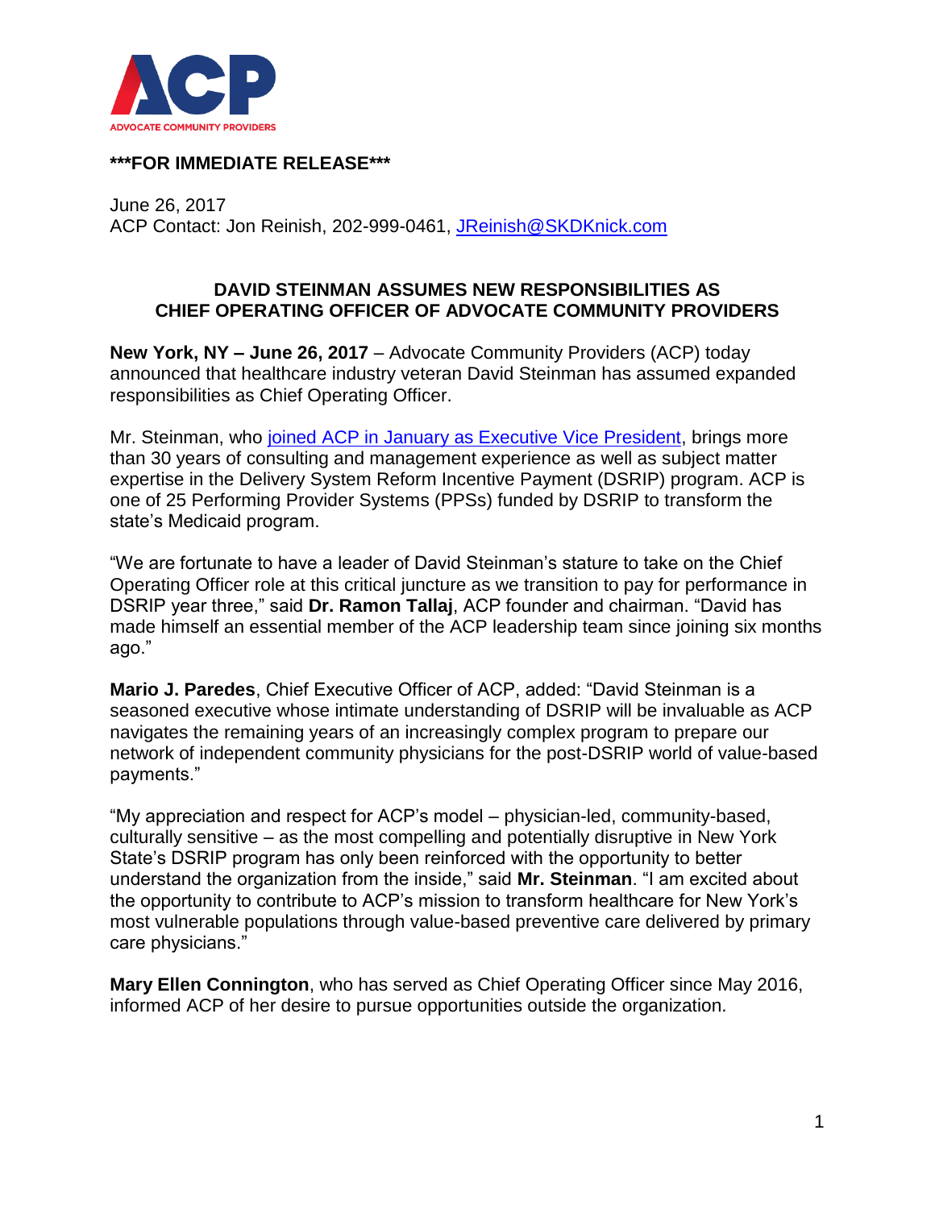ACP

ADVOCATE COMMUNITY PROVIDERS

**\*\*\*FOR IMMEDIATE RELEASE\*\*\***

June 26, 2017
ACP Contact: Jon Reinish, 202-999-0461, JReinish@SKDKnick.com

## DAVID STEINMAN ASSUMES NEW RESPONSIBILITIES AS CHIEF OPERATING OFFICER OF ADVOCATE COMMUNITY PROVIDERS

**New York, NY – June 26, 2017** – Advocate Community Providers (ACP) today announced that healthcare industry veteran David Steinman has assumed expanded responsibilities as Chief Operating Officer.

Mr. Steinman, who joined ACP in January as Executive Vice President, brings more than 30 years of consulting and management experience as well as subject matter expertise in the Delivery System Reform Incentive Payment (DSRIP) program. ACP is one of 25 Performing Provider Systems (PPSs) funded by DSRIP to transform the state's Medicaid program.

"We are fortunate to have a leader of David Steinman's stature to take on the Chief Operating Officer role at this critical juncture as we transition to pay for performance in DSRIP year three," said **Dr. Ramon Tallaj**, ACP founder and chairman. "David has made himself an essential member of the ACP leadership team since joining six months ago."

**Mario J. Paredes**, Chief Executive Officer of ACP, added: "David Steinman is a seasoned executive whose intimate understanding of DSRIP will be invaluable as ACP navigates the remaining years of an increasingly complex program to prepare our network of independent community physicians for the post-DSRIP world of value-based payments."

"My appreciation and respect for ACP's model – physician-led, community-based, culturally sensitive – as the most compelling and potentially disruptive in New York State's DSRIP program has only been reinforced with the opportunity to better understand the organization from the inside," said **Mr. Steinman**. "I am excited about the opportunity to contribute to ACP's mission to transform healthcare for New York's most vulnerable populations through value-based preventive care delivered by primary care physicians."

**Mary Ellen Connington**, who has served as Chief Operating Officer since May 2016, informed ACP of her desire to pursue opportunities outside the organization.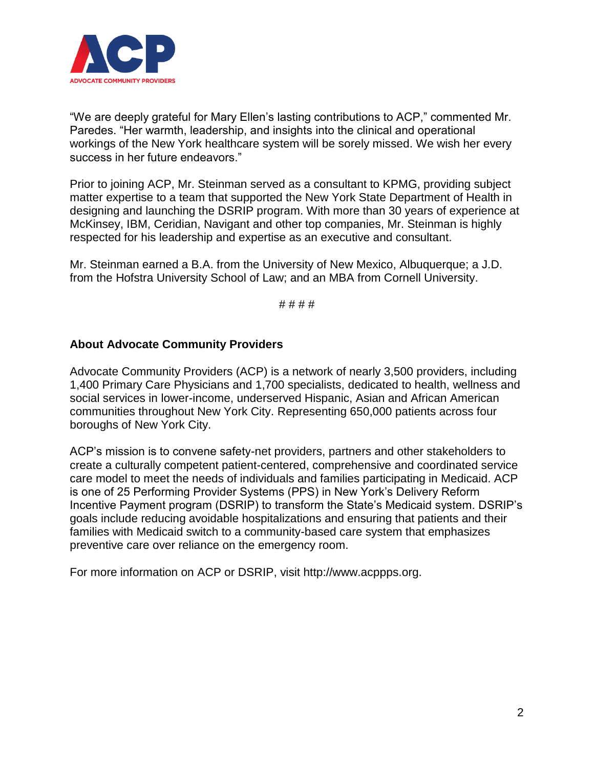"We are deeply grateful for Mary Ellen's lasting contributions to ACP," commented Mr. Paredes. "Her warmth, leadership, and insights into the clinical and operational workings of the New York healthcare system will be sorely missed. We wish her every success in her future endeavors."

Prior to joining ACP, Mr. Steinman served as a consultant to KPMG, providing subject matter expertise to a team that supported the New York State Department of Health in designing and launching the DSRIP program. With more than 30 years of experience at McKinsey, IBM, Ceridian, Navigant and other top companies, Mr. Steinman is highly respected for his leadership and expertise as an executive and consultant.

Mr. Steinman earned a B.A. from the University of New Mexico, Albuquerque; a J.D. from the Hofstra University School of Law; and an MBA from Cornell University.

# # # #

**About Advocate Community Providers**

Advocate Community Providers (ACP) is a network of nearly 3,500 providers, including 1,400 Primary Care Physicians and 1,700 specialists, dedicated to health, wellness and social services in lower-income, underserved Hispanic, Asian and African American communities throughout New York City. Representing 650,000 patients across four boroughs of New York City.

ACP's mission is to convene safety-net providers, partners and other stakeholders to create a culturally competent patient-centered, comprehensive and coordinated service care model to meet the needs of individuals and families participating in Medicaid. ACP is one of 25 Performing Provider Systems (PPS) in New York's Delivery Reform Incentive Payment program (DSRIP) to transform the State's Medicaid system. DSRIP's goals include reducing avoidable hospitalizations and ensuring that patients and their families with Medicaid switch to a community-based care system that emphasizes preventive care over reliance on the emergency room.

For more information on ACP or DSRIP, visit http://www.acppps.org.